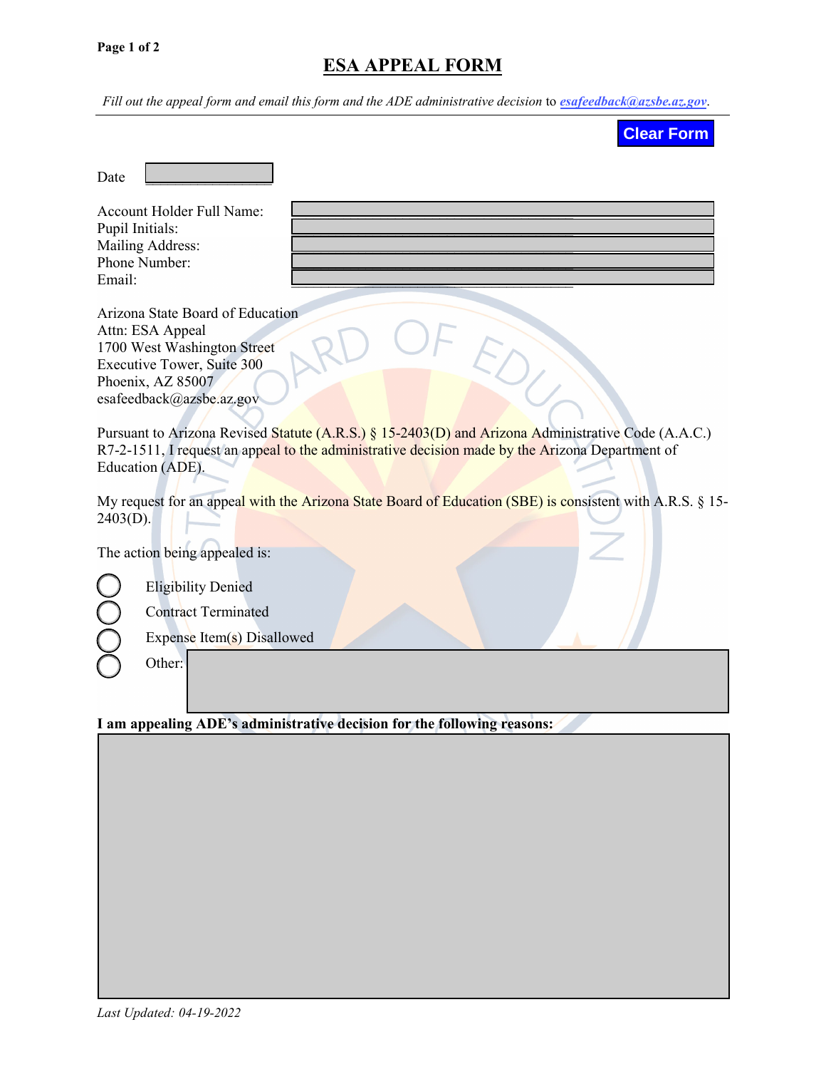# ESA APPEAL FORM

*Fill out the appeal form and email this form and the ADE administrative decision to* ***esafeedback@azsbe.az.gov****.*

Clear Form

Date ________________

Account Holder Full Name: ________________

Pupil Initials: ________________

Mailing Address: ________________

Phone Number: ________________

Email: ________________

Arizona State Board of Education
Attn: ESA Appeal
1700 West Washington Street
Executive Tower, Suite 300
Phoenix, AZ 85007
esafeedback@azsbe.az.gov

Pursuant to Arizona Revised Statute (A.R.S.) § 15-2403(D) and Arizona Administrative Code (A.A.C.) R7-2-1511, I request an appeal to the administrative decision made by the Arizona Department of Education (ADE).

My request for an appeal with the Arizona State Board of Education (SBE) is consistent with A.R.S. § 15-2403(D).

The action being appealed is:

- ◯ Eligibility Denied
- ◯ Contract Terminated
- ◯ Expense Item(s) Disallowed
- ◯ Other: ________________

**I am appealing ADE's administrative decision for the following reasons:**

*Last Updated: 04-19-2022*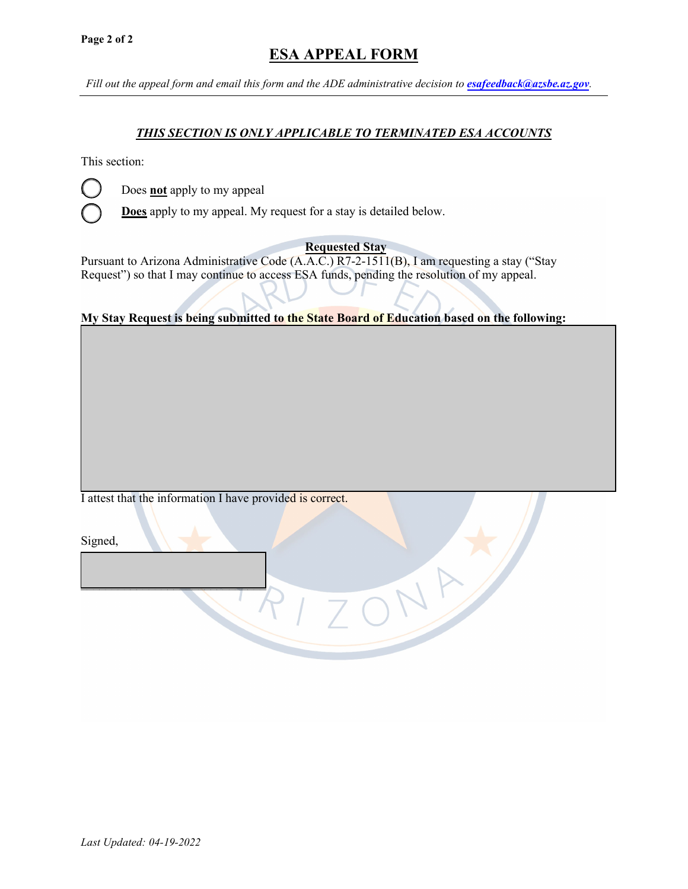# ESA APPEAL FORM

*Fill out the appeal form and email this form and the ADE administrative decision to [esafeedback@azsbe.az.gov](mailto:esafeedback@azsbe.az.gov).*

---

***THIS SECTION IS ONLY APPLICABLE TO TERMINATED ESA ACCOUNTS***

This section:

- ◯ Does **not** apply to my appeal
- ◯ **Does** apply to my appeal. My request for a stay is detailed below.

**Requested Stay**

Pursuant to Arizona Administrative Code (A.A.C.) R7-2-1511(B), I am requesting a stay ("Stay Request") so that I may continue to access ESA funds, pending the resolution of my appeal.

**My Stay Request is being submitted to the State Board of Education based on the following:**

I attest that the information I have provided is correct.

Signed,

*Last Updated: 04-19-2022*